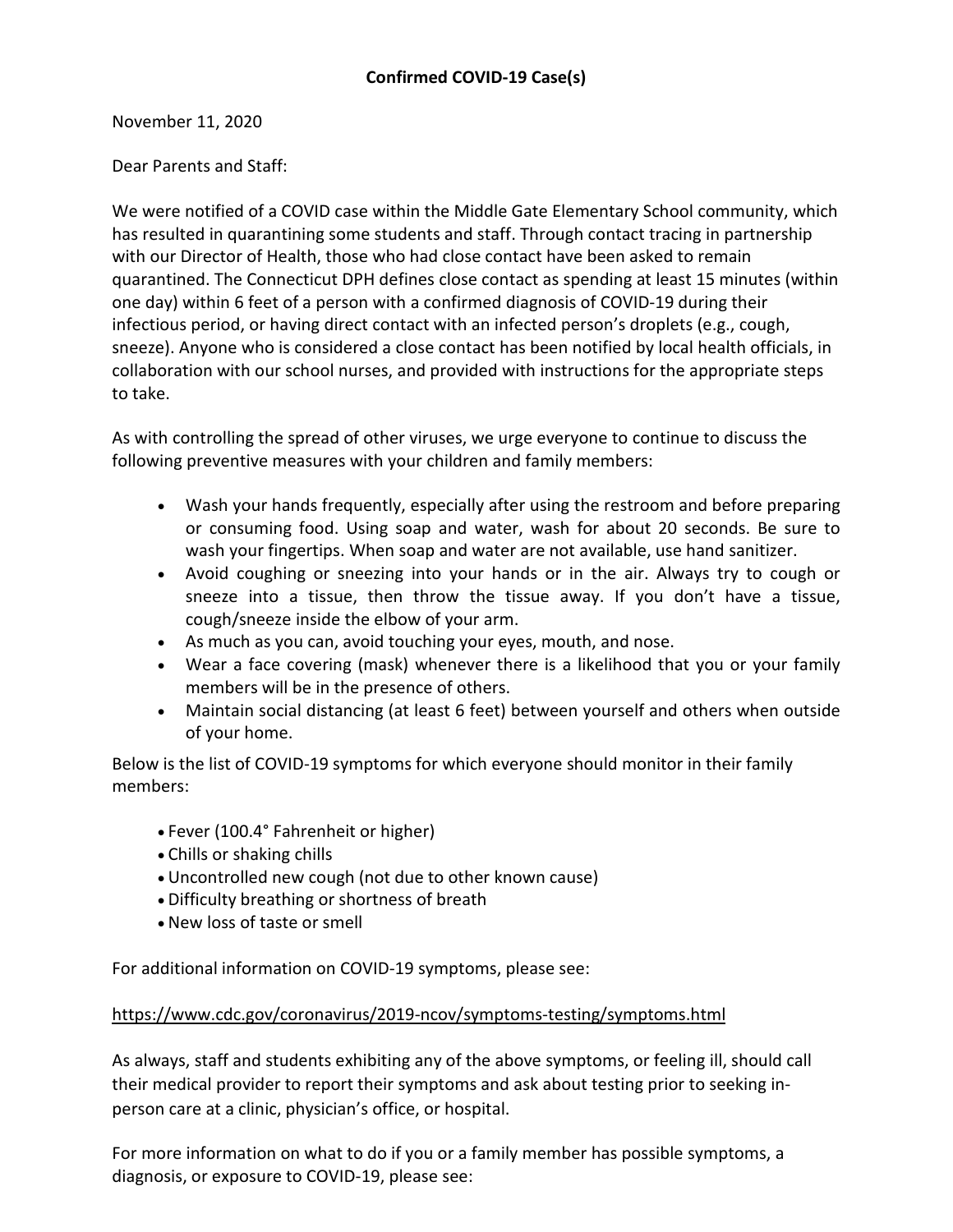**Confirmed COVID-19 Case(s)**

November 11, 2020

Dear Parents and Staff:

We were notified of a COVID case within the Middle Gate Elementary School community, which has resulted in quarantining some students and staff. Through contact tracing in partnership with our Director of Health, those who had close contact have been asked to remain quarantined. The Connecticut DPH defines close contact as spending at least 15 minutes (within one day) within 6 feet of a person with a confirmed diagnosis of COVID-19 during their infectious period, or having direct contact with an infected person's droplets (e.g., cough, sneeze). Anyone who is considered a close contact has been notified by local health officials, in collaboration with our school nurses, and provided with instructions for the appropriate steps to take.

As with controlling the spread of other viruses, we urge everyone to continue to discuss the following preventive measures with your children and family members:

- Wash your hands frequently, especially after using the restroom and before preparing or consuming food. Using soap and water, wash for about 20 seconds. Be sure to wash your fingertips. When soap and water are not available, use hand sanitizer.
- Avoid coughing or sneezing into your hands or in the air. Always try to cough or sneeze into a tissue, then throw the tissue away. If you don't have a tissue, cough/sneeze inside the elbow of your arm.
- As much as you can, avoid touching your eyes, mouth, and nose.
- Wear a face covering (mask) whenever there is a likelihood that you or your family members will be in the presence of others.
- Maintain social distancing (at least 6 feet) between yourself and others when outside of your home.

Below is the list of COVID-19 symptoms for which everyone should monitor in their family members:

- Fever (100.4° Fahrenheit or higher)
- Chills or shaking chills
- Uncontrolled new cough (not due to other known cause)
- Difficulty breathing or shortness of breath
- New loss of taste or smell

For additional information on COVID-19 symptoms, please see:

https://www.cdc.gov/coronavirus/2019-ncov/symptoms-testing/symptoms.html

As always, staff and students exhibiting any of the above symptoms, or feeling ill, should call their medical provider to report their symptoms and ask about testing prior to seeking in-person care at a clinic, physician's office, or hospital.

For more information on what to do if you or a family member has possible symptoms, a diagnosis, or exposure to COVID-19, please see: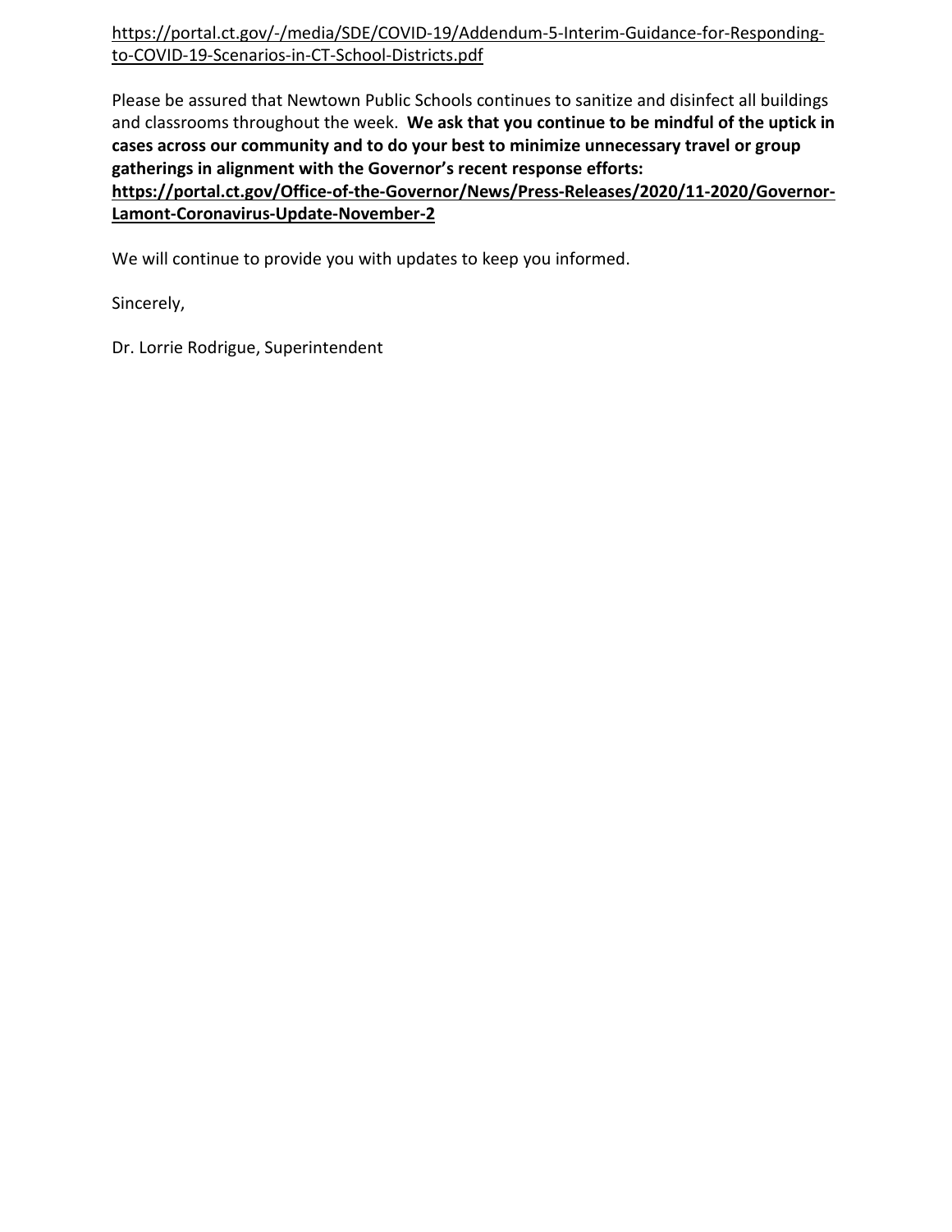https://portal.ct.gov/-/media/SDE/COVID-19/Addendum-5-Interim-Guidance-for-Responding-to-COVID-19-Scenarios-in-CT-School-Districts.pdf

Please be assured that Newtown Public Schools continues to sanitize and disinfect all buildings and classrooms throughout the week. **We ask that you continue to be mindful of the uptick in cases across our community and to do your best to minimize unnecessary travel or group gatherings in alignment with the Governor's recent response efforts: https://portal.ct.gov/Office-of-the-Governor/News/Press-Releases/2020/11-2020/Governor-Lamont-Coronavirus-Update-November-2**

We will continue to provide you with updates to keep you informed.

Sincerely,

Dr. Lorrie Rodrigue, Superintendent